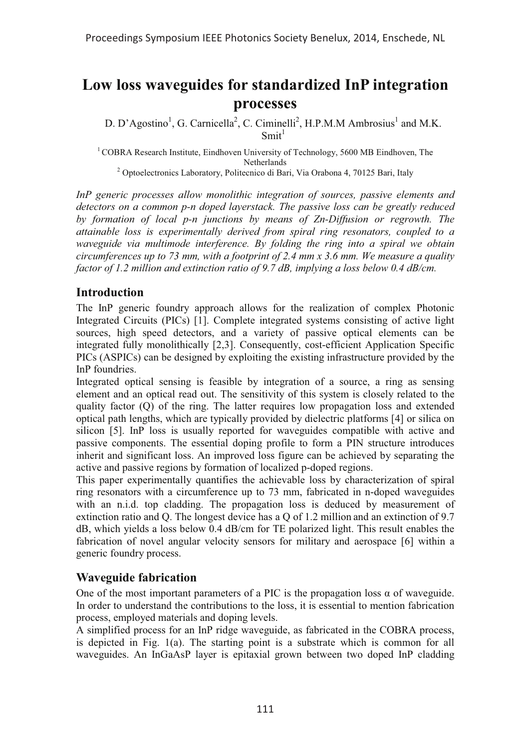# Low loss waveguides for standardized InP integration processes

D. D'Agostino[1], G. Carnicella[2], C. Ciminelli[2], H.P.M.M Ambrosius[1] and M.K. Smit[1]

[1] COBRA Research Institute, Eindhoven University of Technology, 5600 MB Eindhoven, The Netherlands

[2] Optoelectronics Laboratory, Politecnico di Bari, Via Orabona 4, 70125 Bari, Italy

*InP generic processes allow monolithic integration of sources, passive elements and detectors on a common p-n doped layerstack. The passive loss can be greatly reduced by formation of local p-n junctions by means of Zn-Diffusion or regrowth. The attainable loss is experimentally derived from spiral ring resonators, coupled to a waveguide via multimode interference. By folding the ring into a spiral we obtain circumferences up to 73 mm, with a footprint of 2.4 mm x 3.6 mm. We measure a quality factor of 1.2 million and extinction ratio of 9.7 dB, implying a loss below 0.4 dB/cm.*

## Introduction

The InP generic foundry approach allows for the realization of complex Photonic Integrated Circuits (PICs) [1]. Complete integrated systems consisting of active light sources, high speed detectors, and a variety of passive optical elements can be integrated fully monolithically [2,3]. Consequently, cost-efficient Application Specific PICs (ASPICs) can be designed by exploiting the existing infrastructure provided by the InP foundries.

Integrated optical sensing is feasible by integration of a source, a ring as sensing element and an optical read out. The sensitivity of this system is closely related to the quality factor (Q) of the ring. The latter requires low propagation loss and extended optical path lengths, which are typically provided by dielectric platforms [4] or silica on silicon [5]. InP loss is usually reported for waveguides compatible with active and passive components. The essential doping profile to form a PIN structure introduces inherit and significant loss. An improved loss figure can be achieved by separating the active and passive regions by formation of localized p-doped regions.

This paper experimentally quantifies the achievable loss by characterization of spiral ring resonators with a circumference up to 73 mm, fabricated in n-doped waveguides with an n.i.d. top cladding. The propagation loss is deduced by measurement of extinction ratio and Q. The longest device has a Q of 1.2 million and an extinction of 9.7 dB, which yields a loss below 0.4 dB/cm for TE polarized light. This result enables the fabrication of novel angular velocity sensors for military and aerospace [6] within a generic foundry process.

## Waveguide fabrication

One of the most important parameters of a PIC is the propagation loss $\alpha$ of waveguide. In order to understand the contributions to the loss, it is essential to mention fabrication process, employed materials and doping levels.

A simplified process for an InP ridge waveguide, as fabricated in the COBRA process, is depicted in Fig. 1(a). The starting point is a substrate which is common for all waveguides. An InGaAsP layer is epitaxial grown between two doped InP cladding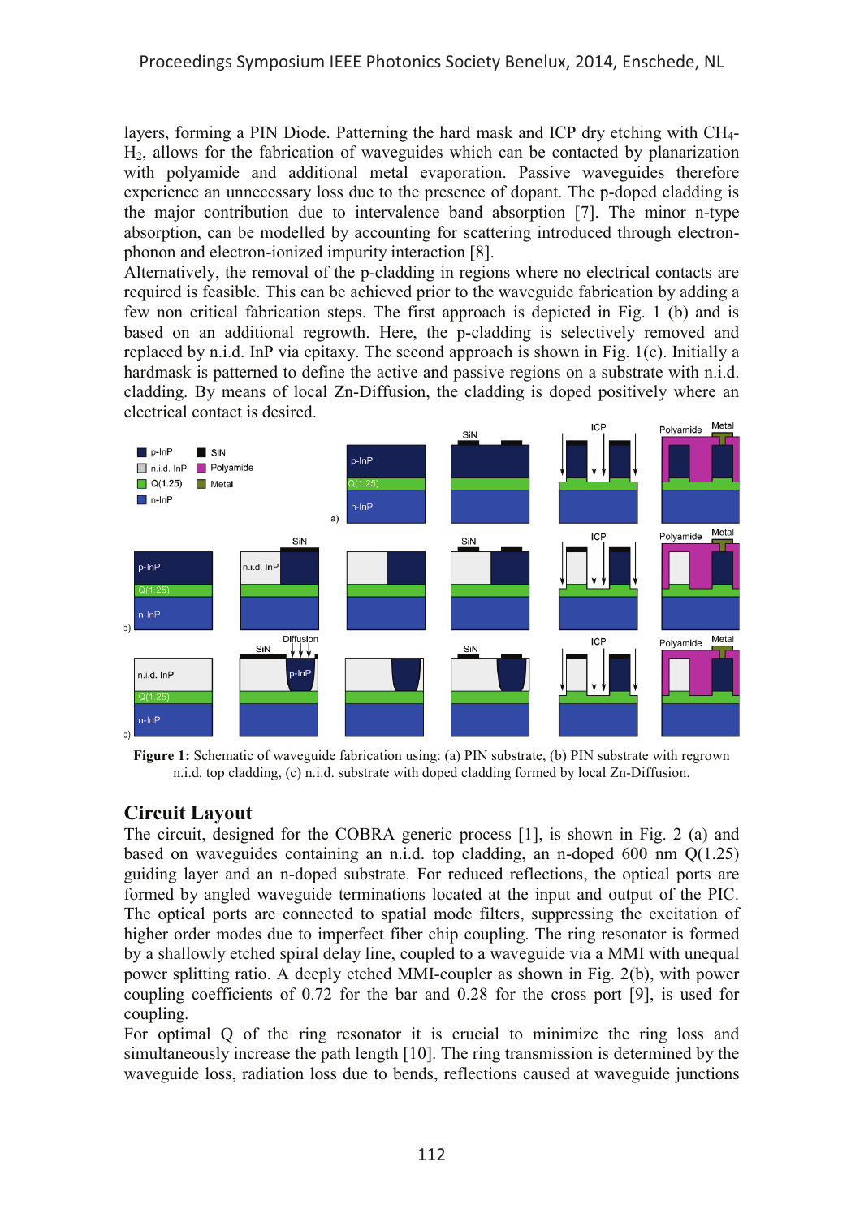layers, forming a PIN Diode. Patterning the hard mask and ICP dry etching with $CH_4$-$H_2$, allows for the fabrication of waveguides which can be contacted by planarization with polyamide and additional metal evaporation. Passive waveguides therefore experience an unnecessary loss due to the presence of dopant. The p-doped cladding is the major contribution due to intervalence band absorption [7]. The minor n-type absorption, can be modelled by accounting for scattering introduced through electron-phonon and electron-ionized impurity interaction [8].

Alternatively, the removal of the p-cladding in regions where no electrical contacts are required is feasible. This can be achieved prior to the waveguide fabrication by adding a few non critical fabrication steps. The first approach is depicted in Fig. 1 (b) and is based on an additional regrowth. Here, the p-cladding is selectively removed and replaced by n.i.d. InP via epitaxy. The second approach is shown in Fig. 1(c). Initially a hardmask is patterned to define the active and passive regions on a substrate with n.i.d. cladding. By means of local Zn-Diffusion, the cladding is doped positively where an electrical contact is desired.

**Figure 1:** Schematic of waveguide fabrication using: (a) PIN substrate, (b) PIN substrate with regrown n.i.d. top cladding, (c) n.i.d. substrate with doped cladding formed by local Zn-Diffusion.

## Circuit Layout

The circuit, designed for the COBRA generic process [1], is shown in Fig. 2 (a) and based on waveguides containing an n.i.d. top cladding, an n-doped 600 nm Q(1.25) guiding layer and an n-doped substrate. For reduced reflections, the optical ports are formed by angled waveguide terminations located at the input and output of the PIC. The optical ports are connected to spatial mode filters, suppressing the excitation of higher order modes due to imperfect fiber chip coupling. The ring resonator is formed by a shallowly etched spiral delay line, coupled to a waveguide via a MMI with unequal power splitting ratio. A deeply etched MMI-coupler as shown in Fig. 2(b), with power coupling coefficients of 0.72 for the bar and 0.28 for the cross port [9], is used for coupling.

For optimal Q of the ring resonator it is crucial to minimize the ring loss and simultaneously increase the path length [10]. The ring transmission is determined by the waveguide loss, radiation loss due to bends, reflections caused at waveguide junctions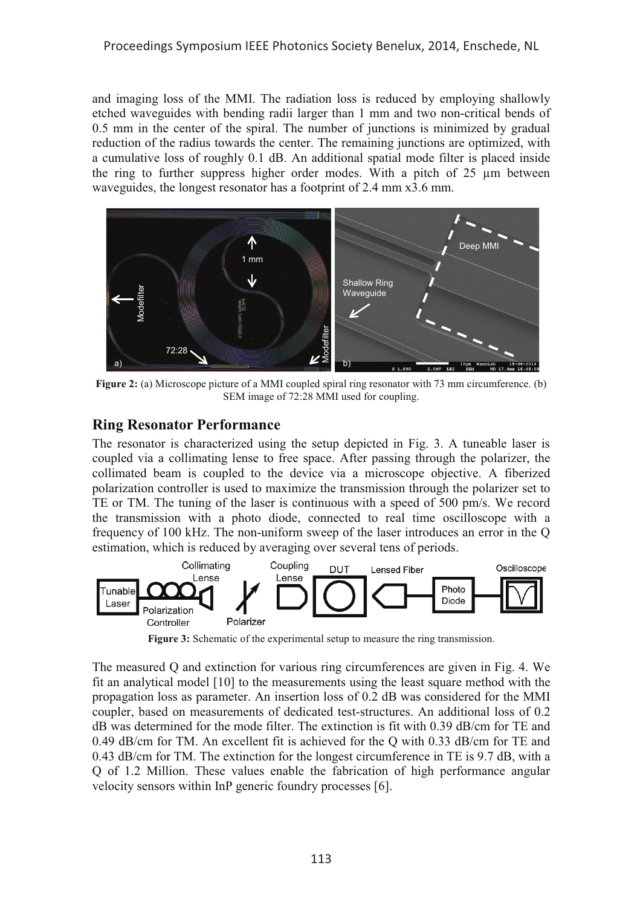and imaging loss of the MMI. The radiation loss is reduced by employing shallowly etched waveguides with bending radii larger than 1 mm and two non-critical bends of 0.5 mm in the center of the spiral. The number of junctions is minimized by gradual reduction of the radius towards the center. The remaining junctions are optimized, with a cumulative loss of roughly 0.1 dB. An additional spatial mode filter is placed inside the ring to further suppress higher order modes. With a pitch of 25 μm between waveguides, the longest resonator has a footprint of 2.4 mm x3.6 mm.

**Figure 2:** (a) Microscope picture of a MMI coupled spiral ring resonator with 73 mm circumference. (b) SEM image of 72:28 MMI used for coupling.

## Ring Resonator Performance

The resonator is characterized using the setup depicted in Fig. 3. A tuneable laser is coupled via a collimating lense to free space. After passing through the polarizer, the collimated beam is coupled to the device via a microscope objective. A fiberized polarization controller is used to maximize the transmission through the polarizer set to TE or TM. The tuning of the laser is continuous with a speed of 500 pm/s. We record the transmission with a photo diode, connected to real time oscilloscope with a frequency of 100 kHz. The non-uniform sweep of the laser introduces an error in the Q estimation, which is reduced by averaging over several tens of periods.

**Figure 3:** Schematic of the experimental setup to measure the ring transmission.

The measured Q and extinction for various ring circumferences are given in Fig. 4. We fit an analytical model [10] to the measurements using the least square method with the propagation loss as parameter. An insertion loss of 0.2 dB was considered for the MMI coupler, based on measurements of dedicated test-structures. An additional loss of 0.2 dB was determined for the mode filter. The extinction is fit with 0.39 dB/cm for TE and 0.49 dB/cm for TM. An excellent fit is achieved for the Q with 0.33 dB/cm for TE and 0.43 dB/cm for TM. The extinction for the longest circumference in TE is 9.7 dB, with a Q of 1.2 Million. These values enable the fabrication of high performance angular velocity sensors within InP generic foundry processes [6].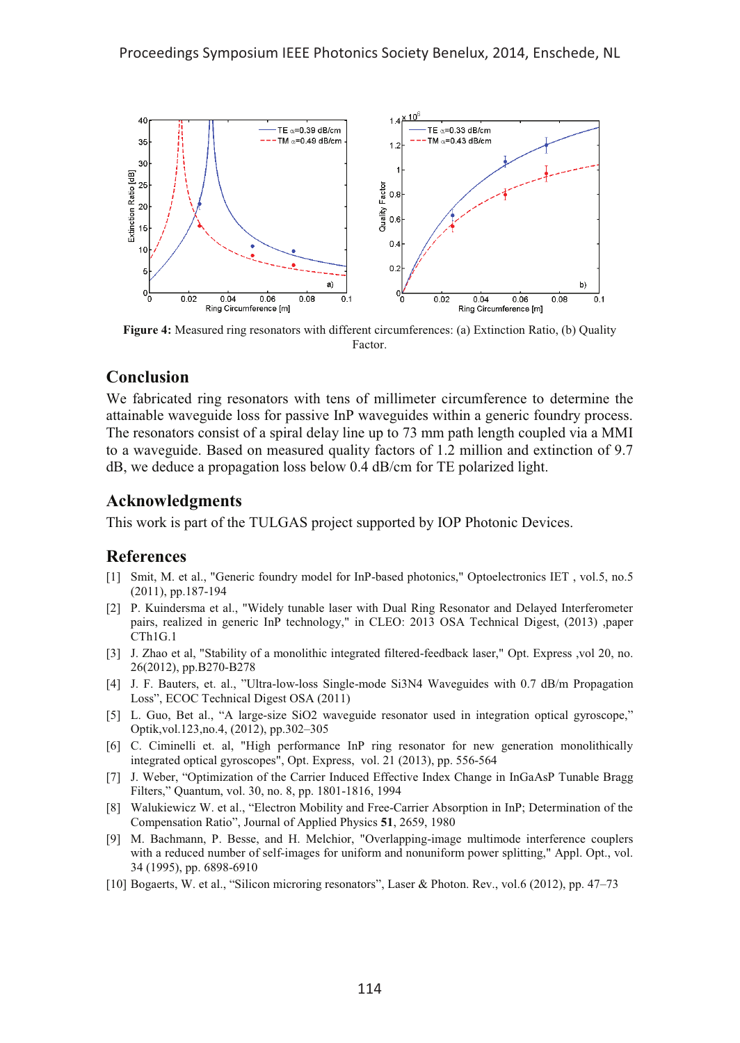40
35
30
25
20
15
10
5
0

Extinction Ratio [dB]

TE α=0.39 dB/cm
TM α=0.49 dB/cm

a)

0 0.02 0.04 0.06 0.08 0.1

Ring Circumference [m]

1.4 x 10^6
1.2
1
0.8
0.6
0.4
0.2
0

Quality Factor

TE α=0.33 dB/cm
TM α=0.43 dB/cm

b)

0 0.02 0.04 0.06 0.08 0.1

Ring Circumference [m]

**Figure 4:** Measured ring resonators with different circumferences: (a) Extinction Ratio, (b) Quality Factor.

## Conclusion

We fabricated ring resonators with tens of millimeter circumference to determine the attainable waveguide loss for passive InP waveguides within a generic foundry process. The resonators consist of a spiral delay line up to 73 mm path length coupled via a MMI to a waveguide. Based on measured quality factors of 1.2 million and extinction of 9.7 dB, we deduce a propagation loss below 0.4 dB/cm for TE polarized light.

## Acknowledgments

This work is part of the TULGAS project supported by IOP Photonic Devices.

## References

[1] Smit, M. et al., "Generic foundry model for InP-based photonics," Optoelectronics IET , vol.5, no.5 (2011), pp.187-194

[2] P. Kuindersma et al., "Widely tunable laser with Dual Ring Resonator and Delayed Interferometer pairs, realized in generic InP technology," in CLEO: 2013 OSA Technical Digest, (2013) ,paper CTh1G.1

[3] J. Zhao et al, "Stability of a monolithic integrated filtered-feedback laser," Opt. Express ,vol 20, no. 26(2012), pp.B270-B278

[4] J. F. Bauters, et. al., "Ultra-low-loss Single-mode Si3N4 Waveguides with 0.7 dB/m Propagation Loss", ECOC Technical Digest OSA (2011)

[5] L. Guo, Bet al., "A large-size SiO2 waveguide resonator used in integration optical gyroscope," Optik,vol.123,no.4, (2012), pp.302–305

[6] C. Ciminelli et. al, "High performance InP ring resonator for new generation monolithically integrated optical gyroscopes", Opt. Express, vol. 21 (2013), pp. 556-564

[7] J. Weber, "Optimization of the Carrier Induced Effective Index Change in InGaAsP Tunable Bragg Filters," Quantum, vol. 30, no. 8, pp. 1801-1816, 1994

[8] Walukiewicz W. et al., "Electron Mobility and Free-Carrier Absorption in InP; Determination of the Compensation Ratio", Journal of Applied Physics **51**, 2659, 1980

[9] M. Bachmann, P. Besse, and H. Melchior, "Overlapping-image multimode interference couplers with a reduced number of self-images for uniform and nonuniform power splitting," Appl. Opt., vol. 34 (1995), pp. 6898-6910

[10] Bogaerts, W. et al., "Silicon microring resonators", Laser & Photon. Rev., vol.6 (2012), pp. 47–73